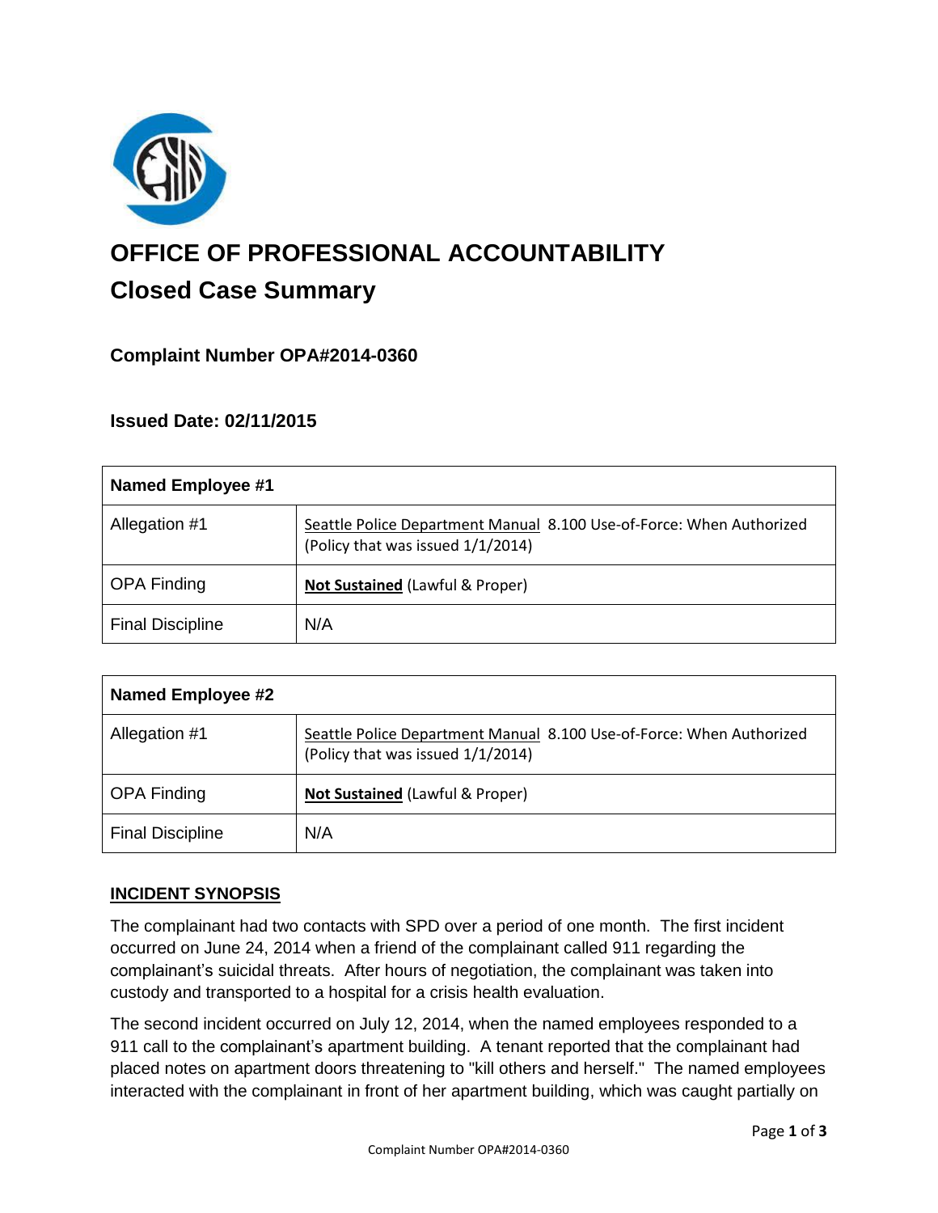# OFFICE OF PROFESSIONAL ACCOUNTABILITY

## Closed Case Summary

### Complaint Number OPA#2014-0360

### Issued Date: 02/11/2015

| Named Employee #1 | |
|---|---|
| Allegation #1 | Seattle Police Department Manual 8.100 Use-of-Force: When Authorized (Policy that was issued 1/1/2014) |
| OPA Finding | **Not Sustained** (Lawful & Proper) |
| Final Discipline | N/A |

| Named Employee #2 | |
|---|---|
| Allegation #1 | Seattle Police Department Manual 8.100 Use-of-Force: When Authorized (Policy that was issued 1/1/2014) |
| OPA Finding | **Not Sustained** (Lawful & Proper) |
| Final Discipline | N/A |

## INCIDENT SYNOPSIS

The complainant had two contacts with SPD over a period of one month. The first incident occurred on June 24, 2014 when a friend of the complainant called 911 regarding the complainant's suicidal threats. After hours of negotiation, the complainant was taken into custody and transported to a hospital for a crisis health evaluation.

The second incident occurred on July 12, 2014, when the named employees responded to a 911 call to the complainant's apartment building. A tenant reported that the complainant had placed notes on apartment doors threatening to "kill others and herself." The named employees interacted with the complainant in front of her apartment building, which was caught partially on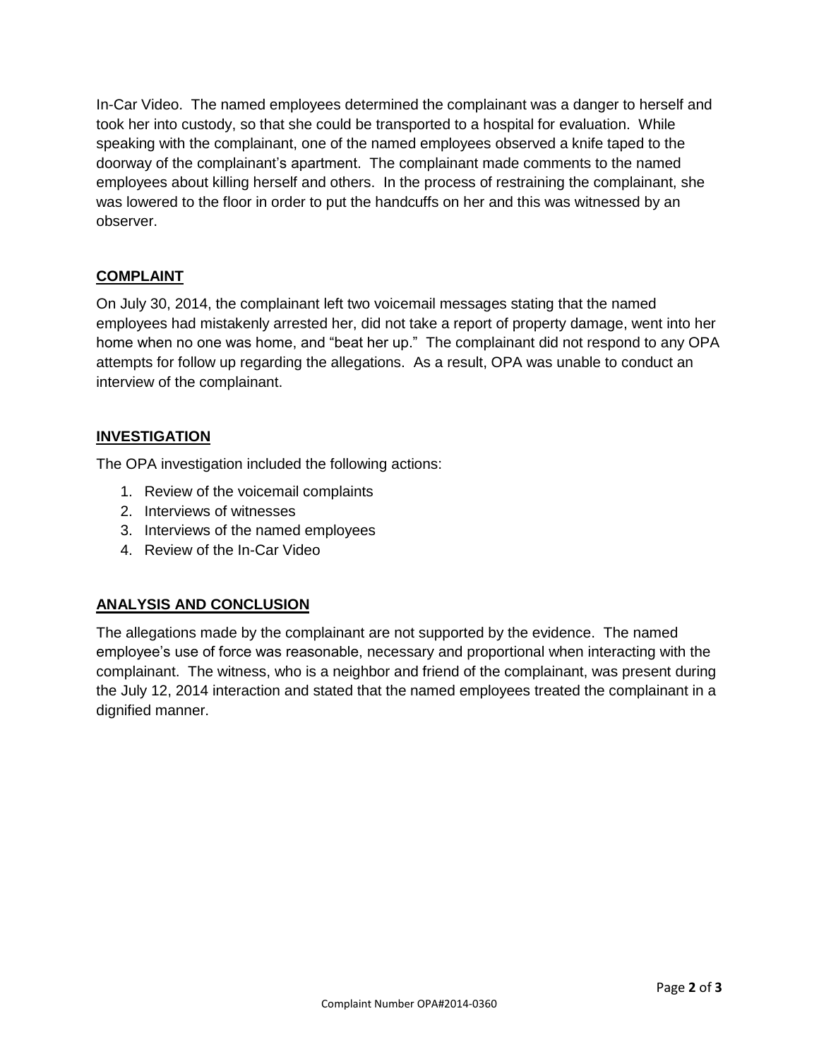In-Car Video. The named employees determined the complainant was a danger to herself and took her into custody, so that she could be transported to a hospital for evaluation. While speaking with the complainant, one of the named employees observed a knife taped to the doorway of the complainant's apartment. The complainant made comments to the named employees about killing herself and others. In the process of restraining the complainant, she was lowered to the floor in order to put the handcuffs on her and this was witnessed by an observer.

## COMPLAINT

On July 30, 2014, the complainant left two voicemail messages stating that the named employees had mistakenly arrested her, did not take a report of property damage, went into her home when no one was home, and "beat her up." The complainant did not respond to any OPA attempts for follow up regarding the allegations. As a result, OPA was unable to conduct an interview of the complainant.

## INVESTIGATION

The OPA investigation included the following actions:

1. Review of the voicemail complaints
2. Interviews of witnesses
3. Interviews of the named employees
4. Review of the In-Car Video

## ANALYSIS AND CONCLUSION

The allegations made by the complainant are not supported by the evidence. The named employee's use of force was reasonable, necessary and proportional when interacting with the complainant. The witness, who is a neighbor and friend of the complainant, was present during the July 12, 2014 interaction and stated that the named employees treated the complainant in a dignified manner.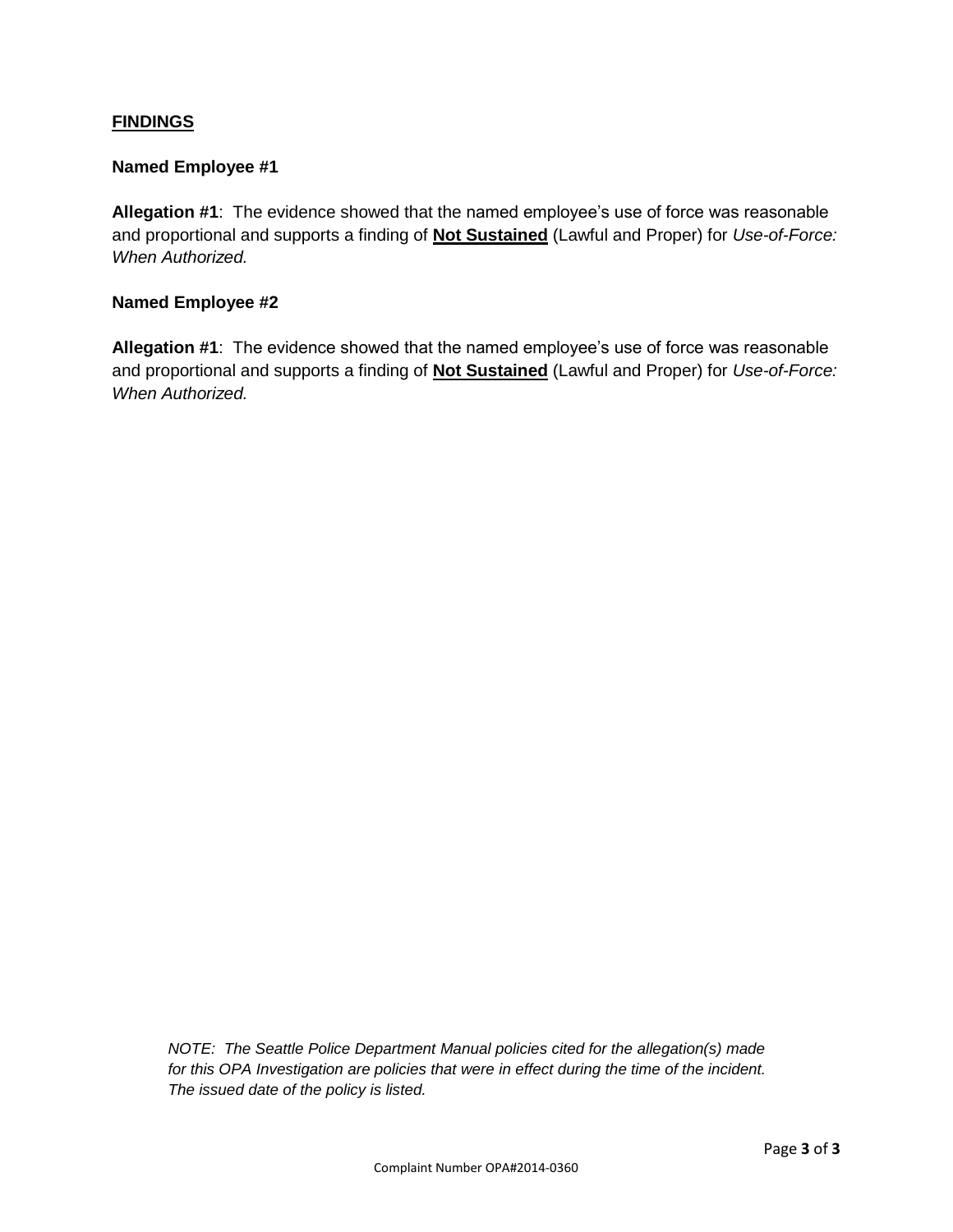## FINDINGS

### Named Employee #1

**Allegation #1**: The evidence showed that the named employee's use of force was reasonable and proportional and supports a finding of **Not Sustained** (Lawful and Proper) for *Use-of-Force: When Authorized.*

### Named Employee #2

**Allegation #1**: The evidence showed that the named employee's use of force was reasonable and proportional and supports a finding of **Not Sustained** (Lawful and Proper) for *Use-of-Force: When Authorized.*

*NOTE: The Seattle Police Department Manual policies cited for the allegation(s) made for this OPA Investigation are policies that were in effect during the time of the incident. The issued date of the policy is listed.*